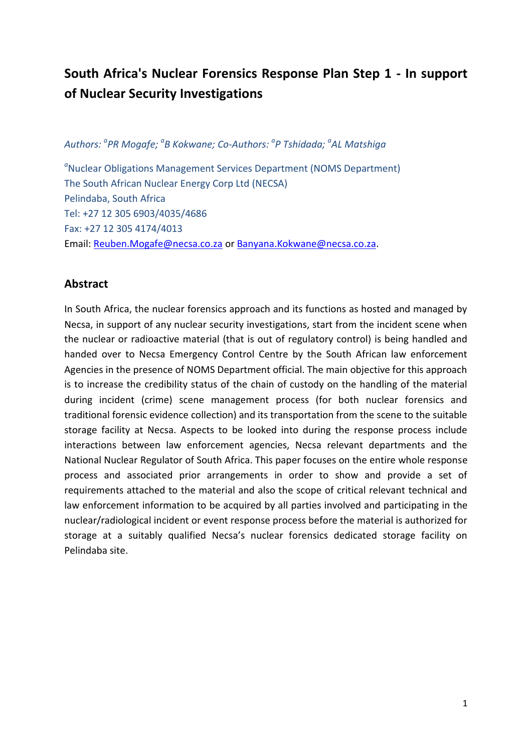# South Africa's Nuclear Forensics Response Plan Step 1 - In support of Nuclear Security Investigations

*Authors: [a]PR Mogafe; [a]B Kokwane; Co-Authors: [a]P Tshidada; [a]AL Matshiga*

[a]Nuclear Obligations Management Services Department (NOMS Department)
The South African Nuclear Energy Corp Ltd (NECSA)
Pelindaba, South Africa
Tel: +27 12 305 6903/4035/4686
Fax: +27 12 305 4174/4013
Email: Reuben.Mogafe@necsa.co.za or Banyana.Kokwane@necsa.co.za.

## Abstract

In South Africa, the nuclear forensics approach and its functions as hosted and managed by Necsa, in support of any nuclear security investigations, start from the incident scene when the nuclear or radioactive material (that is out of regulatory control) is being handled and handed over to Necsa Emergency Control Centre by the South African law enforcement Agencies in the presence of NOMS Department official. The main objective for this approach is to increase the credibility status of the chain of custody on the handling of the material during incident (crime) scene management process (for both nuclear forensics and traditional forensic evidence collection) and its transportation from the scene to the suitable storage facility at Necsa. Aspects to be looked into during the response process include interactions between law enforcement agencies, Necsa relevant departments and the National Nuclear Regulator of South Africa. This paper focuses on the entire whole response process and associated prior arrangements in order to show and provide a set of requirements attached to the material and also the scope of critical relevant technical and law enforcement information to be acquired by all parties involved and participating in the nuclear/radiological incident or event response process before the material is authorized for storage at a suitably qualified Necsa's nuclear forensics dedicated storage facility on Pelindaba site.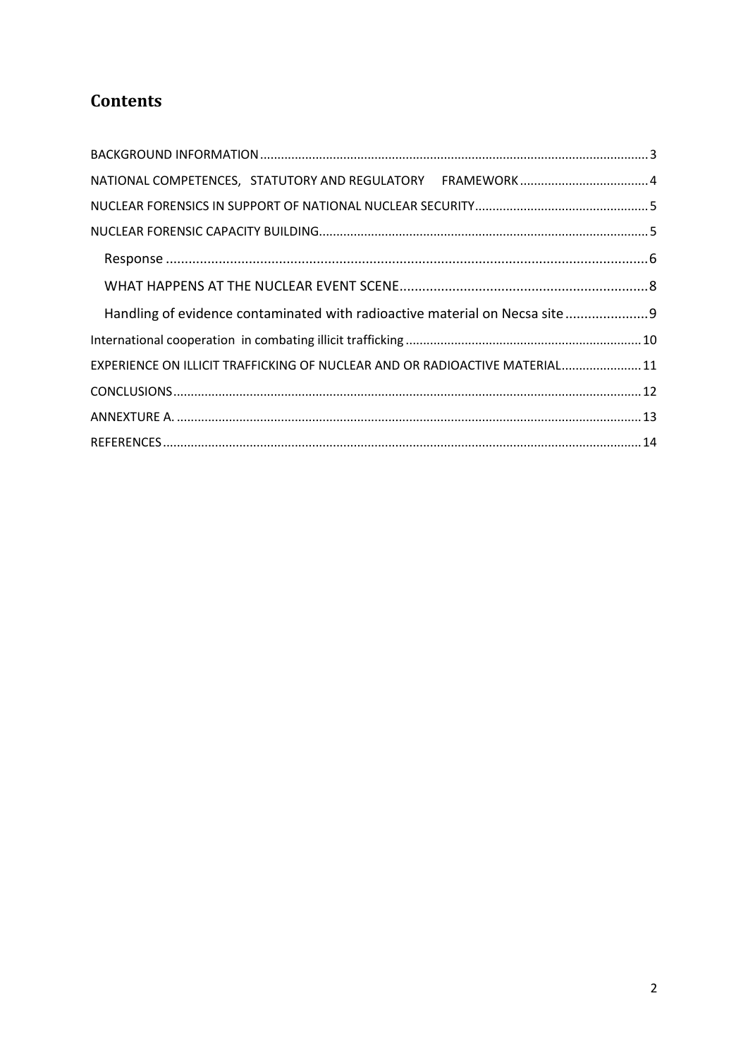# Contents

BACKGROUND INFORMATION ........ 3

NATIONAL COMPETENCES, STATUTORY AND REGULATORY FRAMEWORK ........ 4

NUCLEAR FORENSICS IN SUPPORT OF NATIONAL NUCLEAR SECURITY ........ 5

NUCLEAR FORENSIC CAPACITY BUILDING ........ 5

- Response ........ 6
- WHAT HAPPENS AT THE NUCLEAR EVENT SCENE ........ 8
- Handling of evidence contaminated with radioactive material on Necsa site ........ 9

International cooperation in combating illicit trafficking ........ 10

EXPERIENCE ON ILLICIT TRAFFICKING OF NUCLEAR AND OR RADIOACTIVE MATERIAL ........ 11

CONCLUSIONS ........ 12

ANNEXTURE A. ........ 13

REFERENCES ........ 14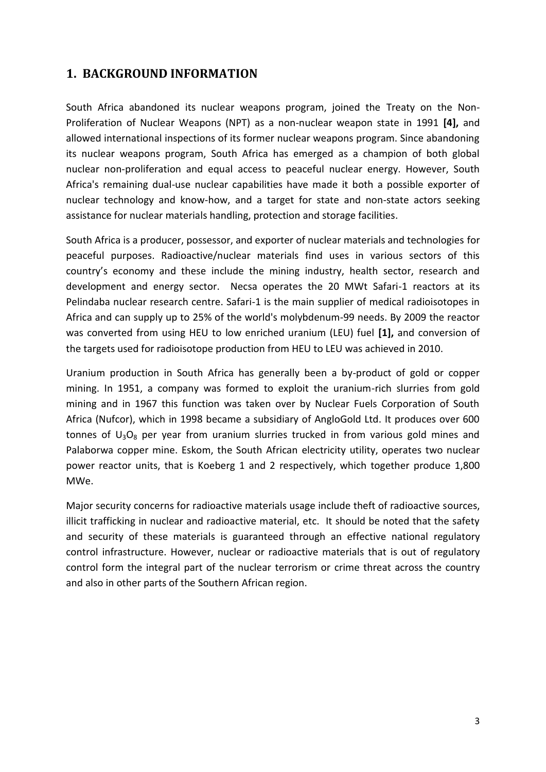## 1. BACKGROUND INFORMATION

South Africa abandoned its nuclear weapons program, joined the Treaty on the Non-Proliferation of Nuclear Weapons (NPT) as a non-nuclear weapon state in 1991 **[4],** and allowed international inspections of its former nuclear weapons program. Since abandoning its nuclear weapons program, South Africa has emerged as a champion of both global nuclear non-proliferation and equal access to peaceful nuclear energy. However, South Africa's remaining dual-use nuclear capabilities have made it both a possible exporter of nuclear technology and know-how, and a target for state and non-state actors seeking assistance for nuclear materials handling, protection and storage facilities.

South Africa is a producer, possessor, and exporter of nuclear materials and technologies for peaceful purposes. Radioactive/nuclear materials find uses in various sectors of this country's economy and these include the mining industry, health sector, research and development and energy sector. Necsa operates the 20 MWt Safari-1 reactors at its Pelindaba nuclear research centre. Safari-1 is the main supplier of medical radioisotopes in Africa and can supply up to 25% of the world's molybdenum-99 needs. By 2009 the reactor was converted from using HEU to low enriched uranium (LEU) fuel **[1],** and conversion of the targets used for radioisotope production from HEU to LEU was achieved in 2010.

Uranium production in South Africa has generally been a by-product of gold or copper mining. In 1951, a company was formed to exploit the uranium-rich slurries from gold mining and in 1967 this function was taken over by Nuclear Fuels Corporation of South Africa (Nufcor), which in 1998 became a subsidiary of AngloGold Ltd. It produces over 600 tonnes of $U_3O_8$ per year from uranium slurries trucked in from various gold mines and Palaborwa copper mine. Eskom, the South African electricity utility, operates two nuclear power reactor units, that is Koeberg 1 and 2 respectively, which together produce 1,800 MWe.

Major security concerns for radioactive materials usage include theft of radioactive sources, illicit trafficking in nuclear and radioactive material, etc. It should be noted that the safety and security of these materials is guaranteed through an effective national regulatory control infrastructure. However, nuclear or radioactive materials that is out of regulatory control form the integral part of the nuclear terrorism or crime threat across the country and also in other parts of the Southern African region.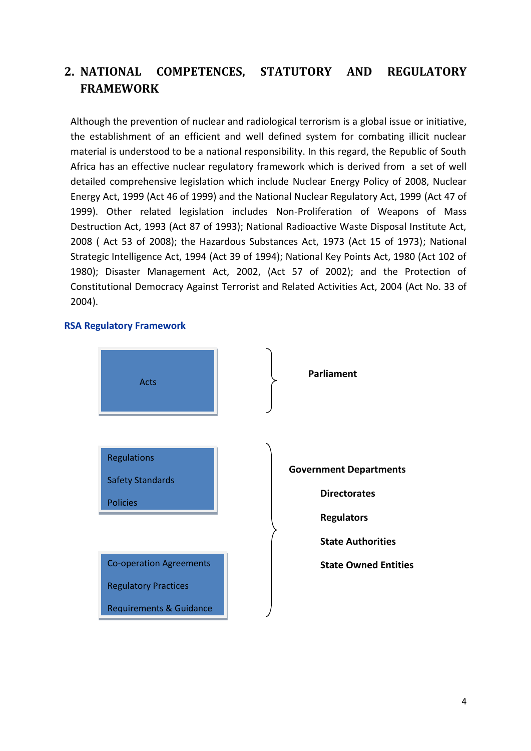## 2. NATIONAL COMPETENCES, STATUTORY AND REGULATORY FRAMEWORK

Although the prevention of nuclear and radiological terrorism is a global issue or initiative, the establishment of an efficient and well defined system for combating illicit nuclear material is understood to be a national responsibility. In this regard, the Republic of South Africa has an effective nuclear regulatory framework which is derived from a set of well detailed comprehensive legislation which include Nuclear Energy Policy of 2008, Nuclear Energy Act, 1999 (Act 46 of 1999) and the National Nuclear Regulatory Act, 1999 (Act 47 of 1999). Other related legislation includes Non-Proliferation of Weapons of Mass Destruction Act, 1993 (Act 87 of 1993); National Radioactive Waste Disposal Institute Act, 2008 ( Act 53 of 2008); the Hazardous Substances Act, 1973 (Act 15 of 1973); National Strategic Intelligence Act, 1994 (Act 39 of 1994); National Key Points Act, 1980 (Act 102 of 1980); Disaster Management Act, 2002, (Act 57 of 2002); and the Protection of Constitutional Democracy Against Terrorist and Related Activities Act, 2004 (Act No. 33 of 2004).

**RSA Regulatory Framework**

| Instruments | Responsible bodies |
|---|---|
| Acts | **Parliament** |
| Regulations<br>Safety Standards<br>Policies<br>Co-operation Agreements<br>Regulatory Practices<br>Requirements & Guidance | **Government Departments**<br>**Directorates**<br>**Regulators**<br>**State Authorities**<br>**State Owned Entities** |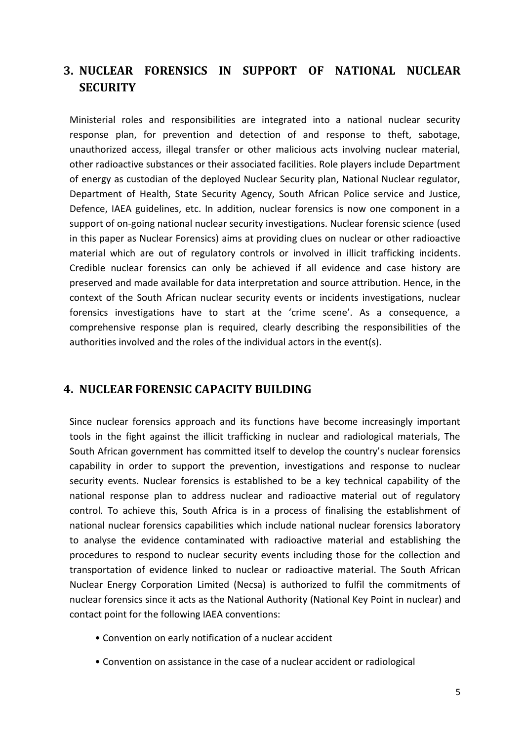## 3. NUCLEAR FORENSICS IN SUPPORT OF NATIONAL NUCLEAR SECURITY

Ministerial roles and responsibilities are integrated into a national nuclear security response plan, for prevention and detection of and response to theft, sabotage, unauthorized access, illegal transfer or other malicious acts involving nuclear material, other radioactive substances or their associated facilities. Role players include Department of energy as custodian of the deployed Nuclear Security plan, National Nuclear regulator, Department of Health, State Security Agency, South African Police service and Justice, Defence, IAEA guidelines, etc. In addition, nuclear forensics is now one component in a support of on-going national nuclear security investigations. Nuclear forensic science (used in this paper as Nuclear Forensics) aims at providing clues on nuclear or other radioactive material which are out of regulatory controls or involved in illicit trafficking incidents. Credible nuclear forensics can only be achieved if all evidence and case history are preserved and made available for data interpretation and source attribution. Hence, in the context of the South African nuclear security events or incidents investigations, nuclear forensics investigations have to start at the 'crime scene'. As a consequence, a comprehensive response plan is required, clearly describing the responsibilities of the authorities involved and the roles of the individual actors in the event(s).

## 4. NUCLEAR FORENSIC CAPACITY BUILDING

Since nuclear forensics approach and its functions have become increasingly important tools in the fight against the illicit trafficking in nuclear and radiological materials, The South African government has committed itself to develop the country's nuclear forensics capability in order to support the prevention, investigations and response to nuclear security events. Nuclear forensics is established to be a key technical capability of the national response plan to address nuclear and radioactive material out of regulatory control. To achieve this, South Africa is in a process of finalising the establishment of national nuclear forensics capabilities which include national nuclear forensics laboratory to analyse the evidence contaminated with radioactive material and establishing the procedures to respond to nuclear security events including those for the collection and transportation of evidence linked to nuclear or radioactive material. The South African Nuclear Energy Corporation Limited (Necsa) is authorized to fulfil the commitments of nuclear forensics since it acts as the National Authority (National Key Point in nuclear) and contact point for the following IAEA conventions:

- Convention on early notification of a nuclear accident
- Convention on assistance in the case of a nuclear accident or radiological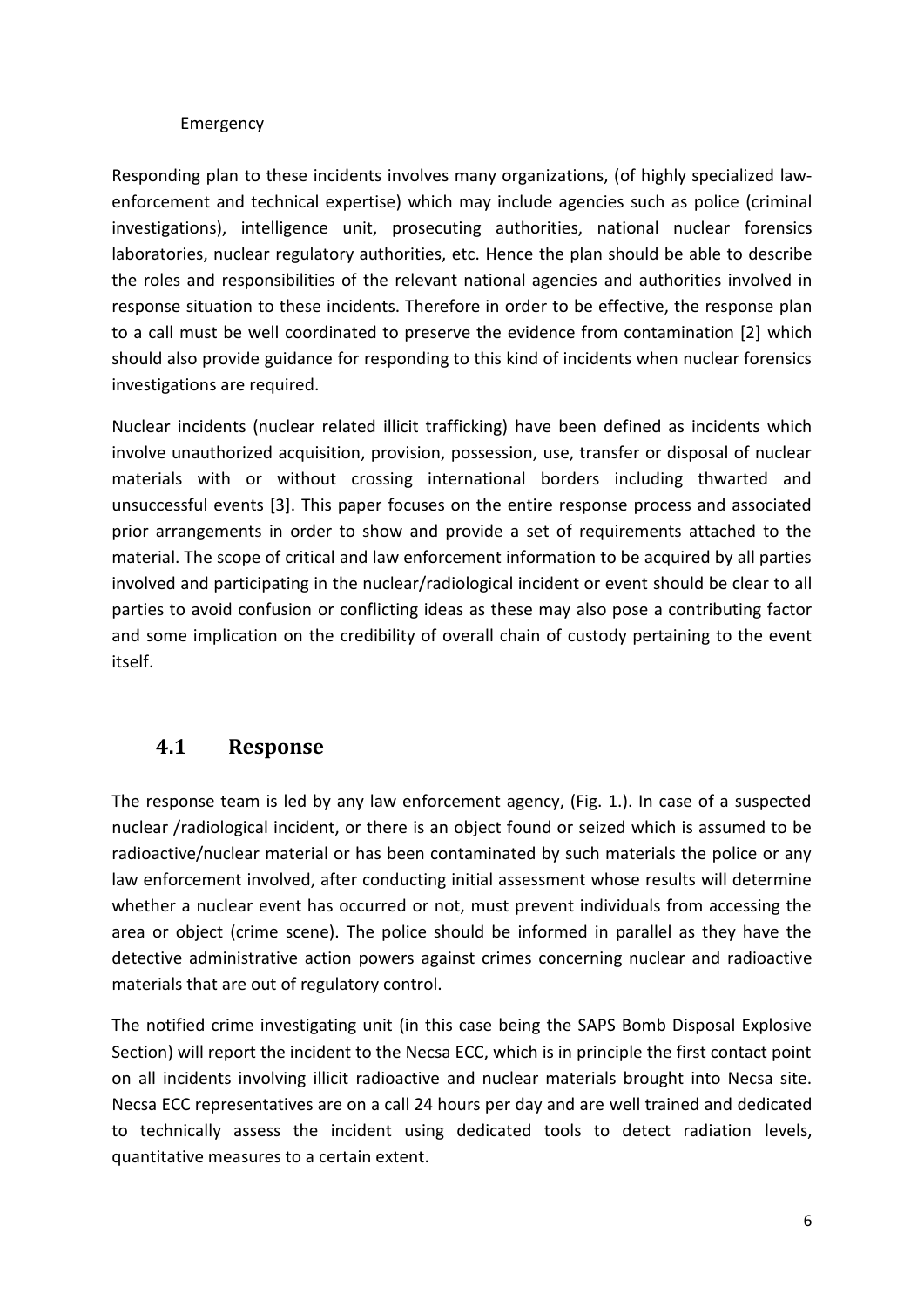Emergency

Responding plan to these incidents involves many organizations, (of highly specialized law-enforcement and technical expertise) which may include agencies such as police (criminal investigations), intelligence unit, prosecuting authorities, national nuclear forensics laboratories, nuclear regulatory authorities, etc. Hence the plan should be able to describe the roles and responsibilities of the relevant national agencies and authorities involved in response situation to these incidents. Therefore in order to be effective, the response plan to a call must be well coordinated to preserve the evidence from contamination [2] which should also provide guidance for responding to this kind of incidents when nuclear forensics investigations are required.

Nuclear incidents (nuclear related illicit trafficking) have been defined as incidents which involve unauthorized acquisition, provision, possession, use, transfer or disposal of nuclear materials with or without crossing international borders including thwarted and unsuccessful events [3]. This paper focuses on the entire response process and associated prior arrangements in order to show and provide a set of requirements attached to the material. The scope of critical and law enforcement information to be acquired by all parties involved and participating in the nuclear/radiological incident or event should be clear to all parties to avoid confusion or conflicting ideas as these may also pose a contributing factor and some implication on the credibility of overall chain of custody pertaining to the event itself.

## 4.1 Response

The response team is led by any law enforcement agency, (Fig. 1.). In case of a suspected nuclear /radiological incident, or there is an object found or seized which is assumed to be radioactive/nuclear material or has been contaminated by such materials the police or any law enforcement involved, after conducting initial assessment whose results will determine whether a nuclear event has occurred or not, must prevent individuals from accessing the area or object (crime scene). The police should be informed in parallel as they have the detective administrative action powers against crimes concerning nuclear and radioactive materials that are out of regulatory control.

The notified crime investigating unit (in this case being the SAPS Bomb Disposal Explosive Section) will report the incident to the Necsa ECC, which is in principle the first contact point on all incidents involving illicit radioactive and nuclear materials brought into Necsa site. Necsa ECC representatives are on a call 24 hours per day and are well trained and dedicated to technically assess the incident using dedicated tools to detect radiation levels, quantitative measures to a certain extent.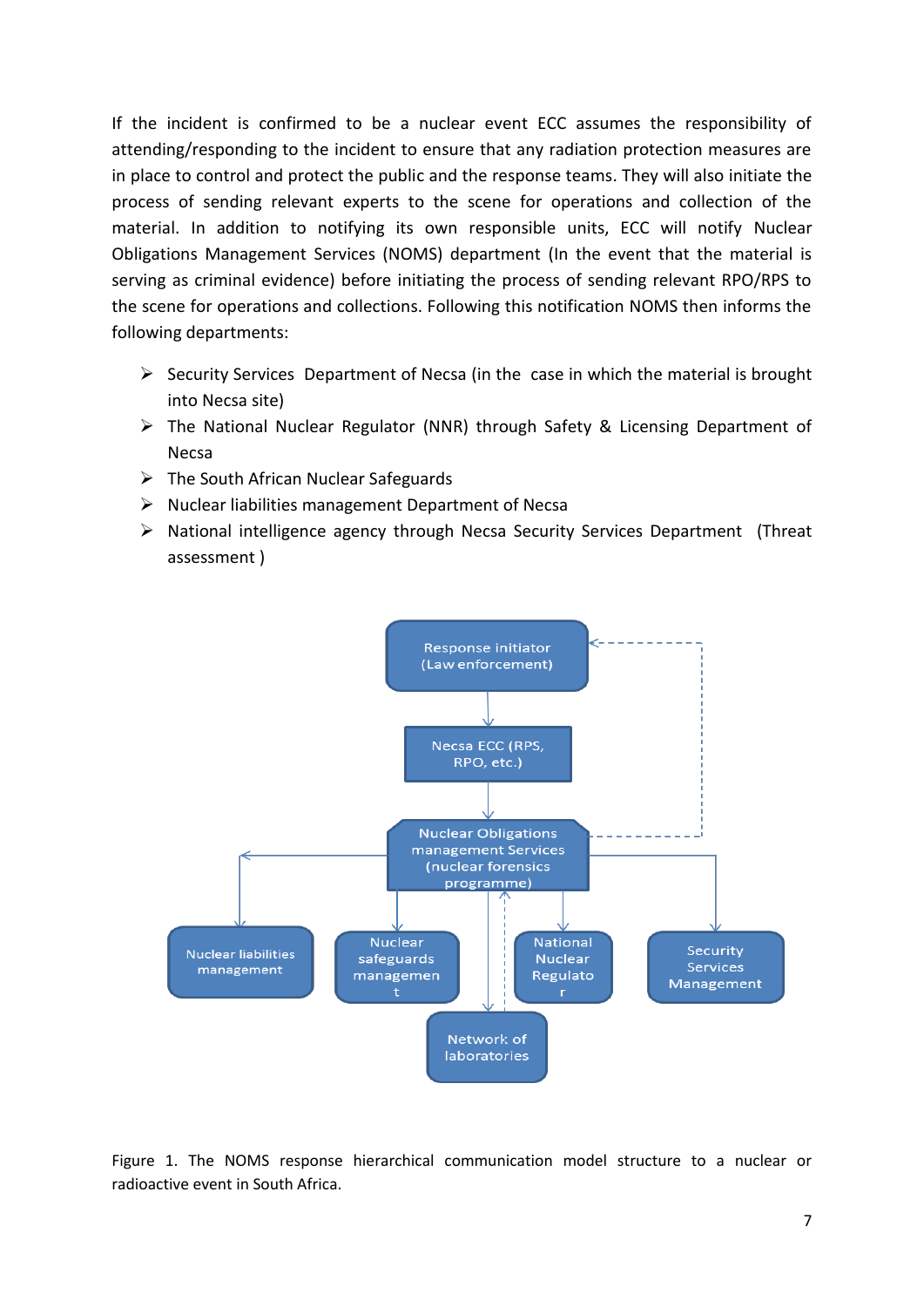If the incident is confirmed to be a nuclear event ECC assumes the responsibility of attending/responding to the incident to ensure that any radiation protection measures are in place to control and protect the public and the response teams. They will also initiate the process of sending relevant experts to the scene for operations and collection of the material. In addition to notifying its own responsible units, ECC will notify Nuclear Obligations Management Services (NOMS) department (In the event that the material is serving as criminal evidence) before initiating the process of sending relevant RPO/RPS to the scene for operations and collections. Following this notification NOMS then informs the following departments:

- Security Services Department of Necsa (in the case in which the material is brought into Necsa site)
- The National Nuclear Regulator (NNR) through Safety & Licensing Department of Necsa
- The South African Nuclear Safeguards
- Nuclear liabilities management Department of Necsa
- National intelligence agency through Necsa Security Services Department (Threat assessment )

Response initiator (Law enforcement)

Necsa ECC (RPS, RPO, etc.)

Nuclear Obligations management Services (nuclear forensics programme)

Nuclear liabilities management

Nuclear safeguards management

National Nuclear Regulator

Security Services Management

Network of laboratories

Figure 1. The NOMS response hierarchical communication model structure to a nuclear or radioactive event in South Africa.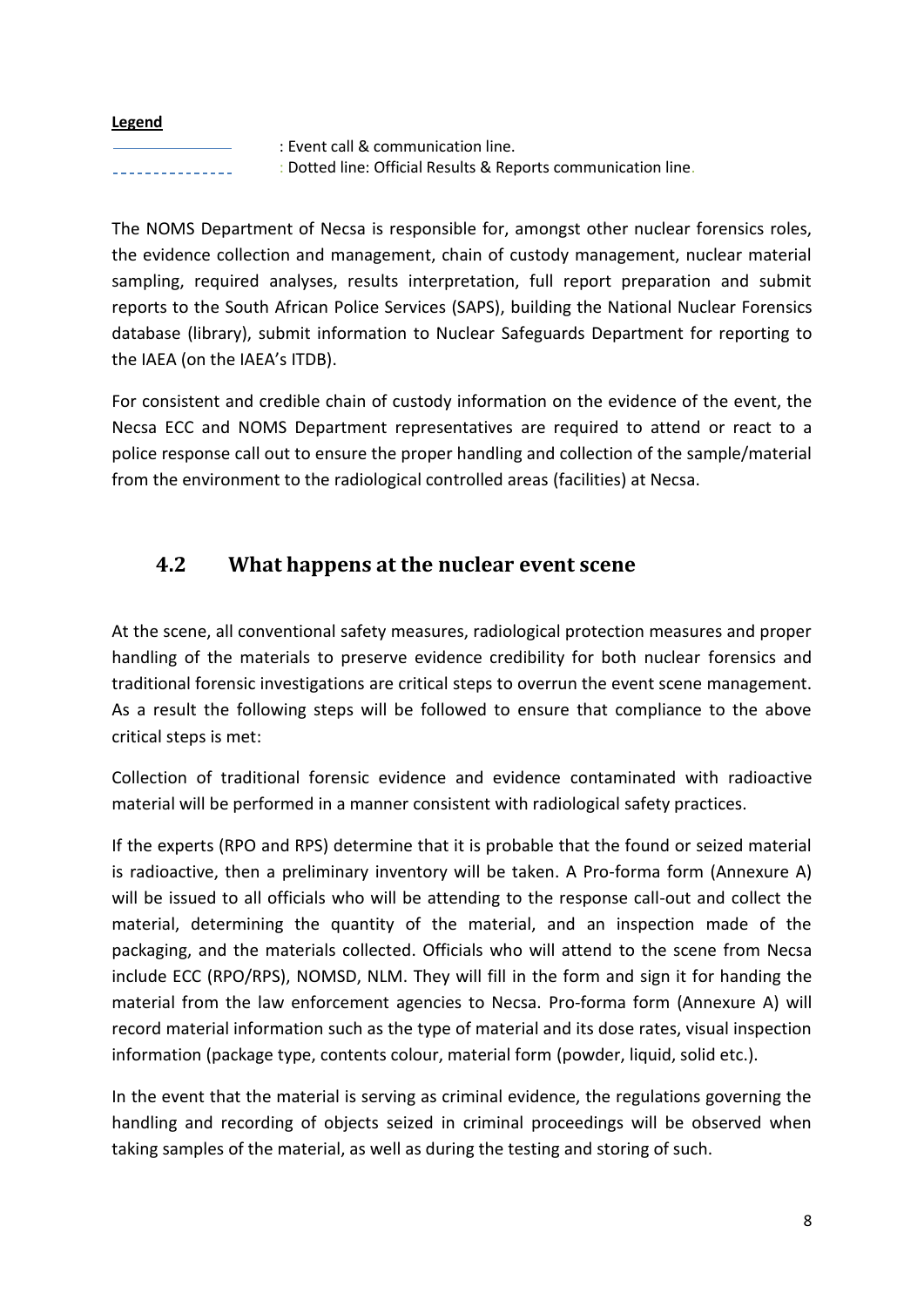**Legend**

———————— : Event call & communication line.

- - - - - - - - : Dotted line: Official Results & Reports communication line.

The NOMS Department of Necsa is responsible for, amongst other nuclear forensics roles, the evidence collection and management, chain of custody management, nuclear material sampling, required analyses, results interpretation, full report preparation and submit reports to the South African Police Services (SAPS), building the National Nuclear Forensics database (library), submit information to Nuclear Safeguards Department for reporting to the IAEA (on the IAEA's ITDB).

For consistent and credible chain of custody information on the evidence of the event, the Necsa ECC and NOMS Department representatives are required to attend or react to a police response call out to ensure the proper handling and collection of the sample/material from the environment to the radiological controlled areas (facilities) at Necsa.

## 4.2 What happens at the nuclear event scene

At the scene, all conventional safety measures, radiological protection measures and proper handling of the materials to preserve evidence credibility for both nuclear forensics and traditional forensic investigations are critical steps to overrun the event scene management. As a result the following steps will be followed to ensure that compliance to the above critical steps is met:

Collection of traditional forensic evidence and evidence contaminated with radioactive material will be performed in a manner consistent with radiological safety practices.

If the experts (RPO and RPS) determine that it is probable that the found or seized material is radioactive, then a preliminary inventory will be taken. A Pro-forma form (Annexure A) will be issued to all officials who will be attending to the response call-out and collect the material, determining the quantity of the material, and an inspection made of the packaging, and the materials collected. Officials who will attend to the scene from Necsa include ECC (RPO/RPS), NOMSD, NLM. They will fill in the form and sign it for handing the material from the law enforcement agencies to Necsa. Pro-forma form (Annexure A) will record material information such as the type of material and its dose rates, visual inspection information (package type, contents colour, material form (powder, liquid, solid etc.).

In the event that the material is serving as criminal evidence, the regulations governing the handling and recording of objects seized in criminal proceedings will be observed when taking samples of the material, as well as during the testing and storing of such.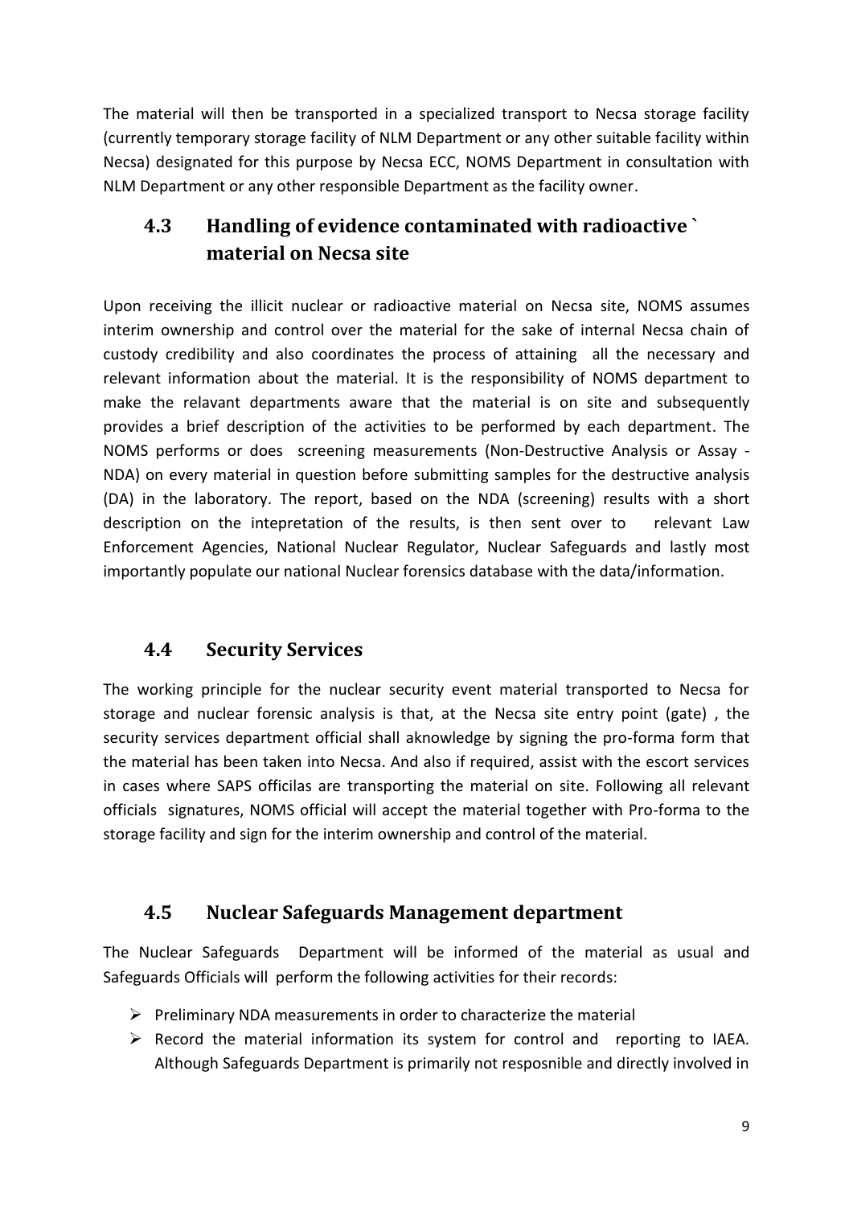The material will then be transported in a specialized transport to Necsa storage facility (currently temporary storage facility of NLM Department or any other suitable facility within Necsa) designated for this purpose by Necsa ECC, NOMS Department in consultation with NLM Department or any other responsible Department as the facility owner.

## 4.3 Handling of evidence contaminated with radioactive ` material on Necsa site

Upon receiving the illicit nuclear or radioactive material on Necsa site, NOMS assumes interim ownership and control over the material for the sake of internal Necsa chain of custody credibility and also coordinates the process of attaining all the necessary and relevant information about the material. It is the responsibility of NOMS department to make the relavant departments aware that the material is on site and subsequently provides a brief description of the activities to be performed by each department. The NOMS performs or does screening measurements (Non-Destructive Analysis or Assay - NDA) on every material in question before submitting samples for the destructive analysis (DA) in the laboratory. The report, based on the NDA (screening) results with a short description on the intepretation of the results, is then sent over to relevant Law Enforcement Agencies, National Nuclear Regulator, Nuclear Safeguards and lastly most importantly populate our national Nuclear forensics database with the data/information.

## 4.4 Security Services

The working principle for the nuclear security event material transported to Necsa for storage and nuclear forensic analysis is that, at the Necsa site entry point (gate) , the security services department official shall aknowledge by signing the pro-forma form that the material has been taken into Necsa. And also if required, assist with the escort services in cases where SAPS officilas are transporting the material on site. Following all relevant officials signatures, NOMS official will accept the material together with Pro-forma to the storage facility and sign for the interim ownership and control of the material.

## 4.5 Nuclear Safeguards Management department

The Nuclear Safeguards Department will be informed of the material as usual and Safeguards Officials will perform the following activities for their records:

- Preliminary NDA measurements in order to characterize the material
- Record the material information its system for control and reporting to IAEA. Although Safeguards Department is primarily not resposnible and directly involved in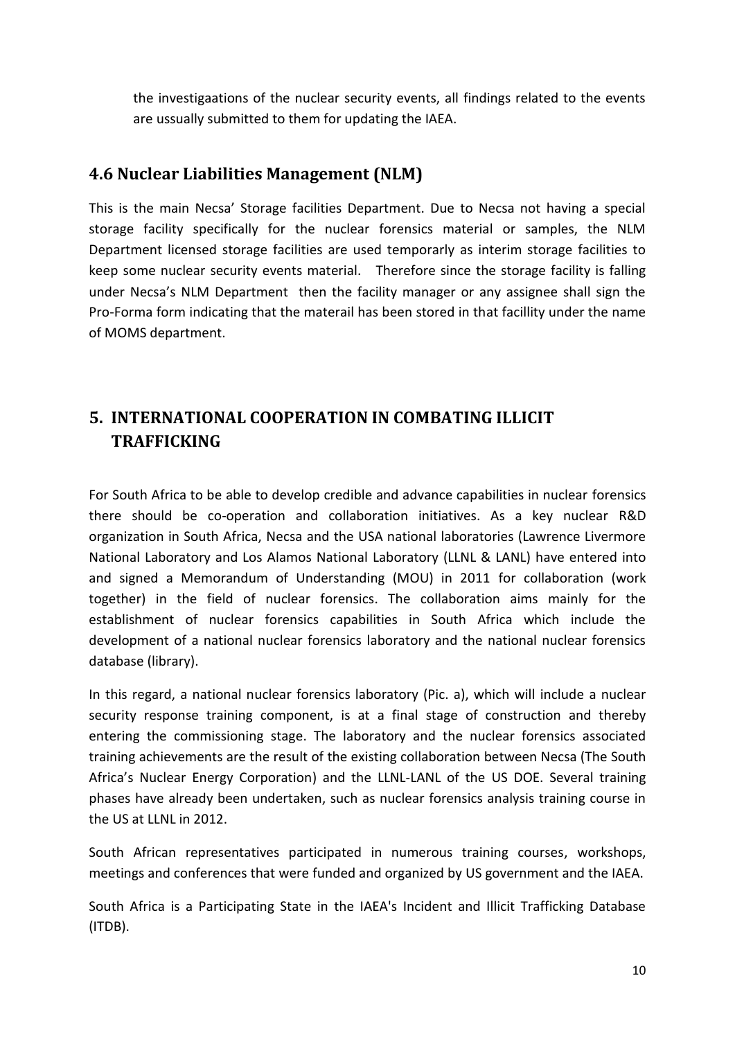the investigaations of the nuclear security events, all findings related to the events are ussually submitted to them for updating the IAEA.

### 4.6 Nuclear Liabilities Management (NLM)

This is the main Necsa' Storage facilities Department. Due to Necsa not having a special storage facility specifically for the nuclear forensics material or samples, the NLM Department licensed storage facilities are used temporarily as interim storage facilities to keep some nuclear security events material. Therefore since the storage facility is falling under Necsa's NLM Department then the facility manager or any assignee shall sign the Pro-Forma form indicating that the materail has been stored in that facillity under the name of MOMS department.

## 5. INTERNATIONAL COOPERATION IN COMBATING ILLICIT TRAFFICKING

For South Africa to be able to develop credible and advance capabilities in nuclear forensics there should be co-operation and collaboration initiatives. As a key nuclear R&D organization in South Africa, Necsa and the USA national laboratories (Lawrence Livermore National Laboratory and Los Alamos National Laboratory (LLNL & LANL) have entered into and signed a Memorandum of Understanding (MOU) in 2011 for collaboration (work together) in the field of nuclear forensics. The collaboration aims mainly for the establishment of nuclear forensics capabilities in South Africa which include the development of a national nuclear forensics laboratory and the national nuclear forensics database (library).

In this regard, a national nuclear forensics laboratory (Pic. a), which will include a nuclear security response training component, is at a final stage of construction and thereby entering the commissioning stage. The laboratory and the nuclear forensics associated training achievements are the result of the existing collaboration between Necsa (The South Africa's Nuclear Energy Corporation) and the LLNL-LANL of the US DOE. Several training phases have already been undertaken, such as nuclear forensics analysis training course in the US at LLNL in 2012.

South African representatives participated in numerous training courses, workshops, meetings and conferences that were funded and organized by US government and the IAEA.

South Africa is a Participating State in the IAEA's Incident and Illicit Trafficking Database (ITDB).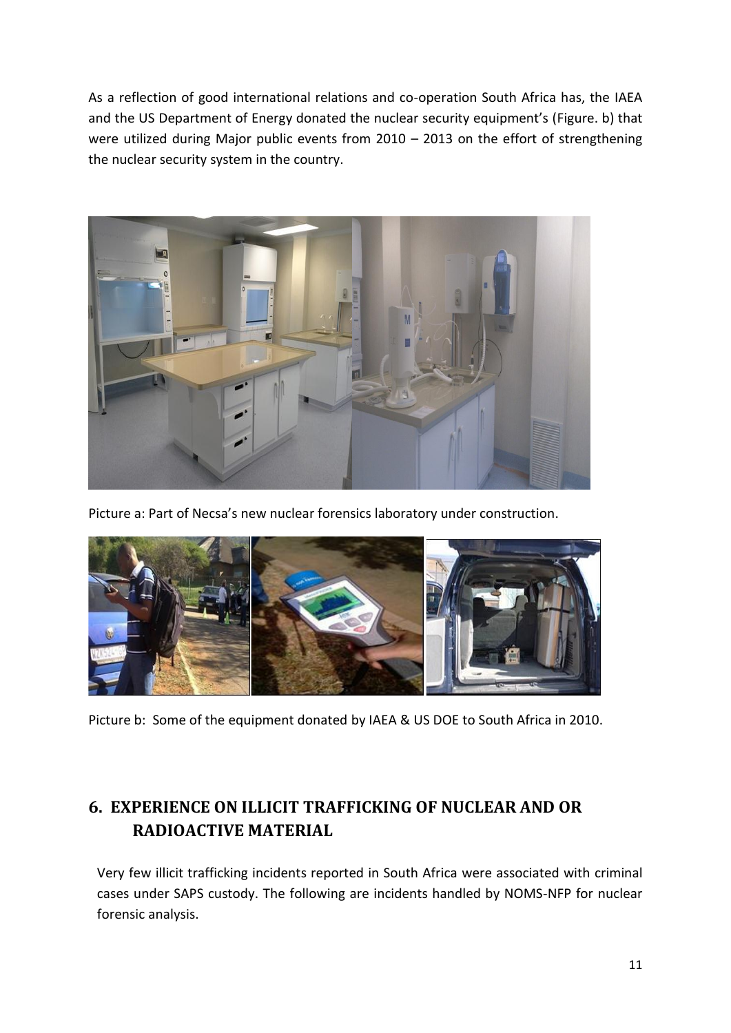As a reflection of good international relations and co-operation South Africa has, the IAEA and the US Department of Energy donated the nuclear security equipment's (Figure. b) that were utilized during Major public events from 2010 – 2013 on the effort of strengthening the nuclear security system in the country.

Picture a: Part of Necsa's new nuclear forensics laboratory under construction.

Picture b: Some of the equipment donated by IAEA & US DOE to South Africa in 2010.

## 6. EXPERIENCE ON ILLICIT TRAFFICKING OF NUCLEAR AND OR RADIOACTIVE MATERIAL

Very few illicit trafficking incidents reported in South Africa were associated with criminal cases under SAPS custody. The following are incidents handled by NOMS-NFP for nuclear forensic analysis.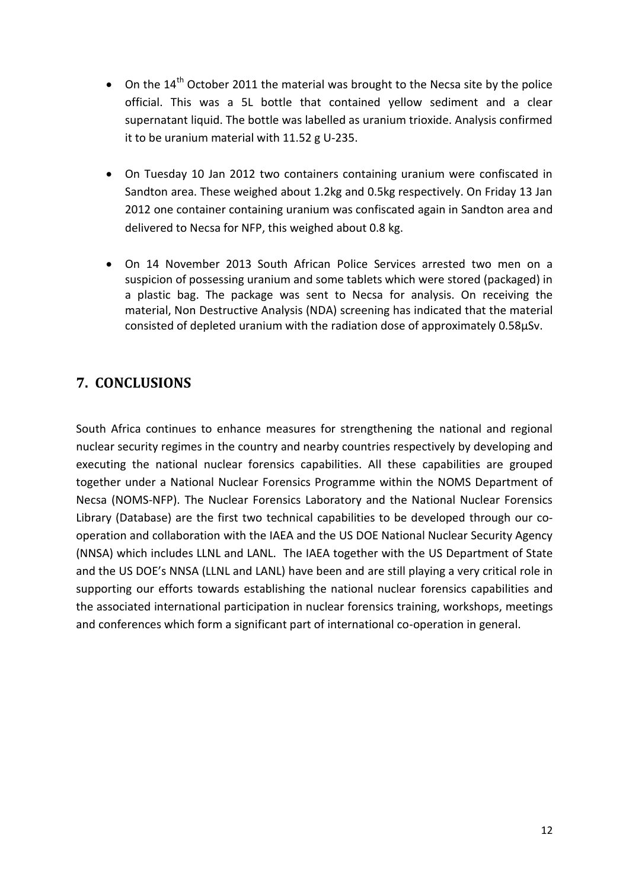- On the 14th October 2011 the material was brought to the Necsa site by the police official. This was a 5L bottle that contained yellow sediment and a clear supernatant liquid. The bottle was labelled as uranium trioxide. Analysis confirmed it to be uranium material with 11.52 g U-235.

- On Tuesday 10 Jan 2012 two containers containing uranium were confiscated in Sandton area. These weighed about 1.2kg and 0.5kg respectively. On Friday 13 Jan 2012 one container containing uranium was confiscated again in Sandton area and delivered to Necsa for NFP, this weighed about 0.8 kg.

- On 14 November 2013 South African Police Services arrested two men on a suspicion of possessing uranium and some tablets which were stored (packaged) in a plastic bag. The package was sent to Necsa for analysis. On receiving the material, Non Destructive Analysis (NDA) screening has indicated that the material consisted of depleted uranium with the radiation dose of approximately 0.58µSv.

## 7. CONCLUSIONS

South Africa continues to enhance measures for strengthening the national and regional nuclear security regimes in the country and nearby countries respectively by developing and executing the national nuclear forensics capabilities. All these capabilities are grouped together under a National Nuclear Forensics Programme within the NOMS Department of Necsa (NOMS-NFP). The Nuclear Forensics Laboratory and the National Nuclear Forensics Library (Database) are the first two technical capabilities to be developed through our co-operation and collaboration with the IAEA and the US DOE National Nuclear Security Agency (NNSA) which includes LLNL and LANL. The IAEA together with the US Department of State and the US DOE's NNSA (LLNL and LANL) have been and are still playing a very critical role in supporting our efforts towards establishing the national nuclear forensics capabilities and the associated international participation in nuclear forensics training, workshops, meetings and conferences which form a significant part of international co-operation in general.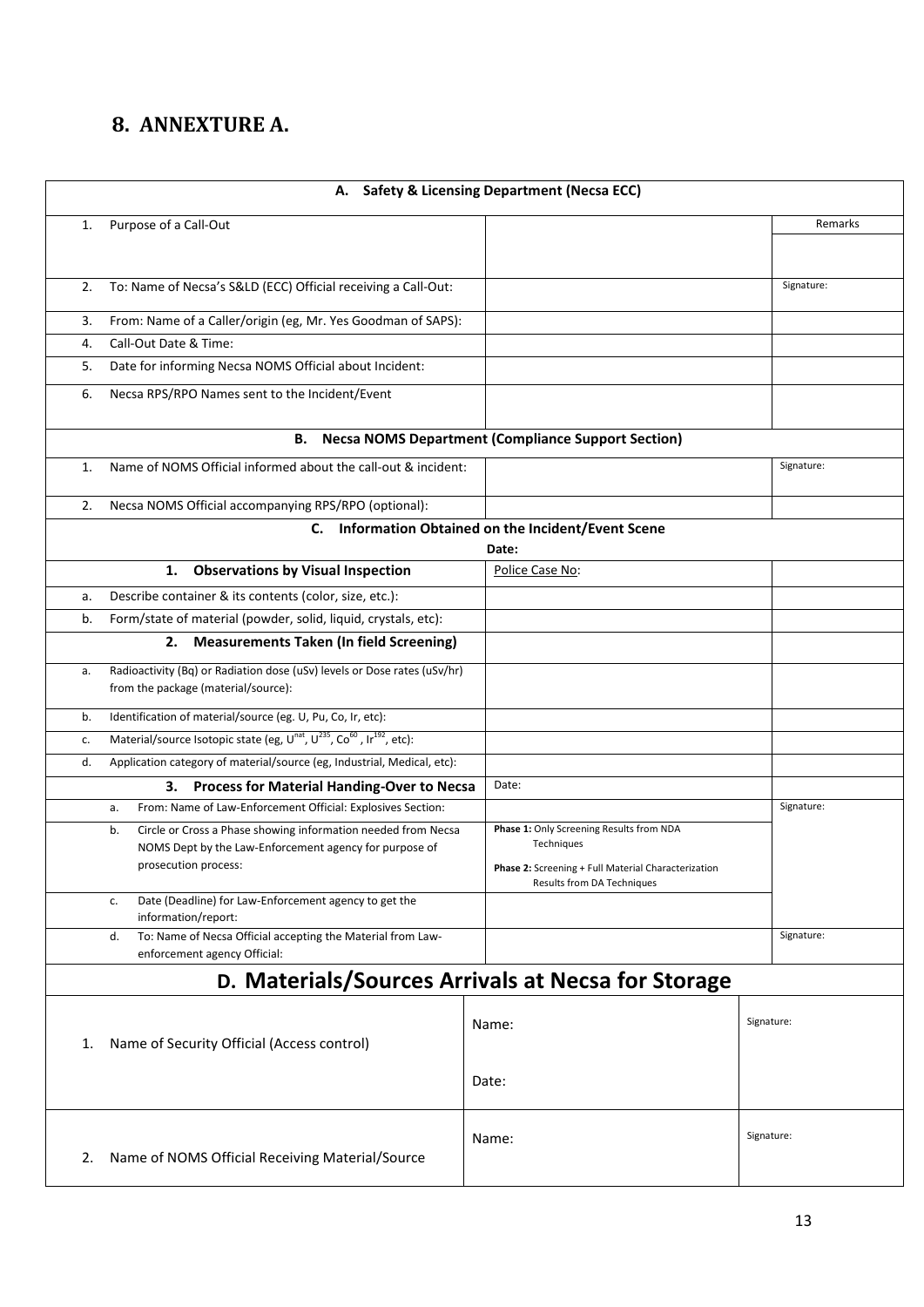## 8. ANNEXTURE A.

| A. Safety & Licensing Department (Necsa ECC) | | |
|---|---|---|
| 1. Purpose of a Call-Out | | Remarks |
| 2. To: Name of Necsa's S&LD (ECC) Official receiving a Call-Out: | | Signature: |
| 3. From: Name of a Caller/origin (eg, Mr. Yes Goodman of SAPS): | | |
| 4. Call-Out Date & Time: | | |
| 5. Date for informing Necsa NOMS Official about Incident: | | |
| 6. Necsa RPS/RPO Names sent to the Incident/Event | | |
| **B. Necsa NOMS Department (Compliance Support Section)** | | |
| 1. Name of NOMS Official informed about the call-out & incident: | | Signature: |
| 2. Necsa NOMS Official accompanying RPS/RPO (optional): | | |
| **C. Information Obtained on the Incident/Event Scene** | **Date:** | |
| **1. Observations by Visual Inspection** | Police Case No: | |
| a. Describe container & its contents (color, size, etc.): | | |
| b. Form/state of material (powder, solid, liquid, crystals, etc): | | |
| **2. Measurements Taken (In field Screening)** | | |
| a. Radioactivity (Bq) or Radiation dose (uSv) levels or Dose rates (uSv/hr) from the package (material/source): | | |
| b. Identification of material/source (eg. U, Pu, Co, Ir, etc): | | |
| c. Material/source Isotopic state (eg, $U^{nat}$, $U^{235}$, $Co^{60}$, $Ir^{192}$, etc): | | |
| d. Application category of material/source (eg, Industrial, Medical, etc): | | |
| **3. Process for Material Handing-Over to Necsa** | Date: | |
| a. From: Name of Law-Enforcement Official: Explosives Section: | | Signature: |
| b. Circle or Cross a Phase showing information needed from Necsa NOMS Dept by the Law-Enforcement agency for purpose of prosecution process: | **Phase 1:** Only Screening Results from NDA Techniques<br>**Phase 2:** Screening + Full Material Characterization Results from DA Techniques | |
| c. Date (Deadline) for Law-Enforcement agency to get the information/report: | | |
| d. To: Name of Necsa Official accepting the Material from Law-enforcement agency Official: | | Signature: |

| D. Materials/Sources Arrivals at Necsa for Storage | | |
|---|---|---|
| 1. Name of Security Official (Access control) | Name:<br><br>Date: | Signature: |
| 2. Name of NOMS Official Receiving Material/Source | Name: | Signature: |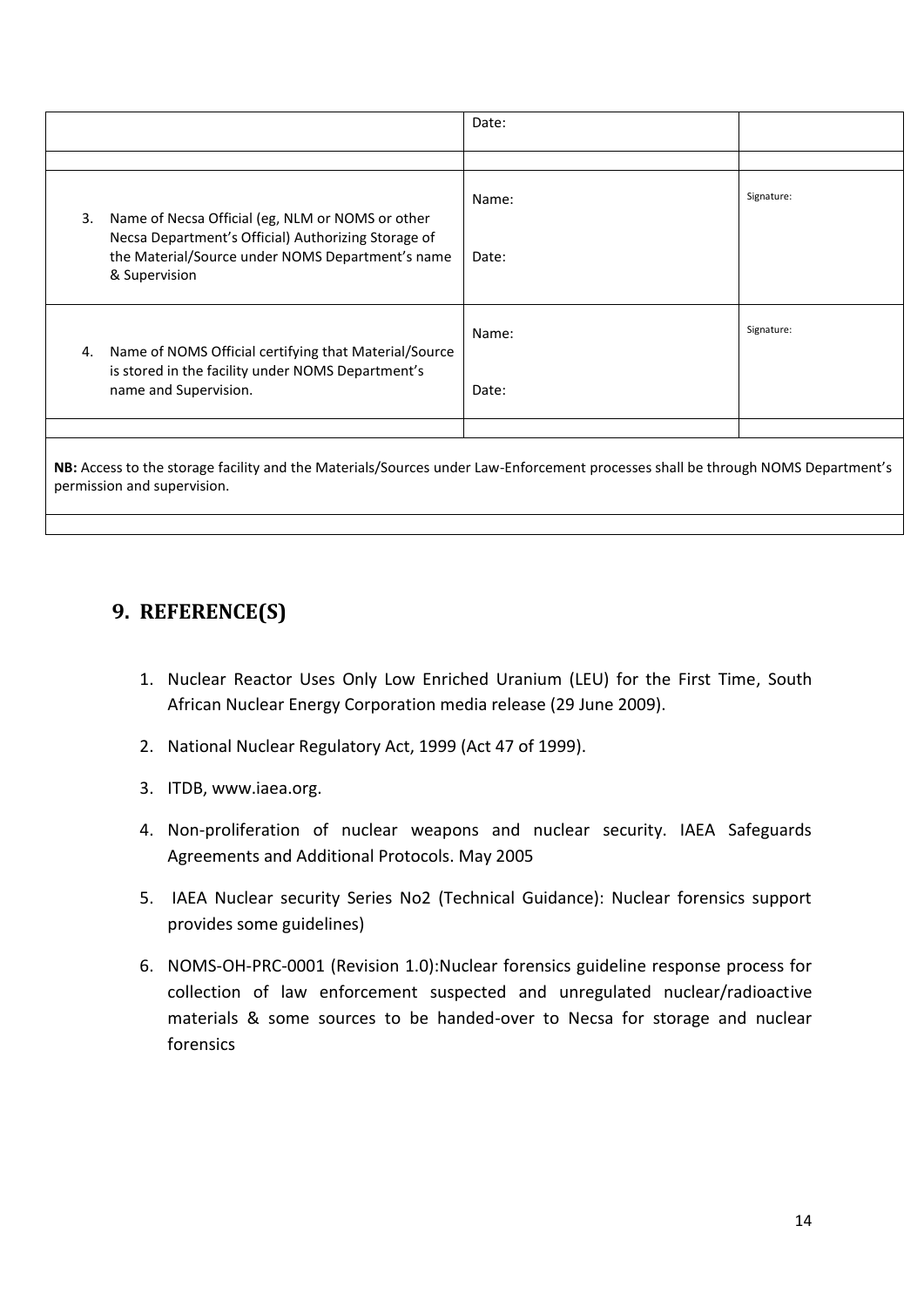| | | |
|---|---|---|
| | Date: | |
| | | |
| 3. Name of Necsa Official (eg, NLM or NOMS or other Necsa Department's Official) Authorizing Storage of the Material/Source under NOMS Department's name & Supervision | Name:<br><br>Date: | Signature: |
| 4. Name of NOMS Official certifying that Material/Source is stored in the facility under NOMS Department's name and Supervision. | Name:<br><br>Date: | Signature: |
| | | |
| **NB:** Access to the storage facility and the Materials/Sources under Law-Enforcement processes shall be through NOMS Department's permission and supervision. | | |
| | | |

## 9. REFERENCE(S)

1. Nuclear Reactor Uses Only Low Enriched Uranium (LEU) for the First Time, South African Nuclear Energy Corporation media release (29 June 2009).
2. National Nuclear Regulatory Act, 1999 (Act 47 of 1999).
3. ITDB, www.iaea.org.
4. Non-proliferation of nuclear weapons and nuclear security. IAEA Safeguards Agreements and Additional Protocols. May 2005
5. IAEA Nuclear security Series No2 (Technical Guidance): Nuclear forensics support provides some guidelines)
6. NOMS-OH-PRC-0001 (Revision 1.0):Nuclear forensics guideline response process for collection of law enforcement suspected and unregulated nuclear/radioactive materials & some sources to be handed-over to Necsa for storage and nuclear forensics